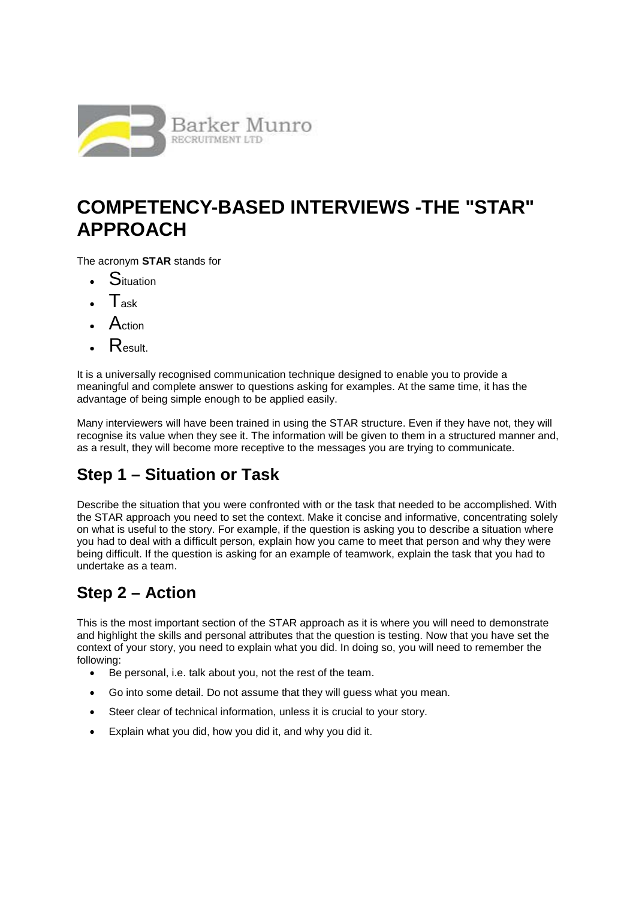Barker Munro
RECRUITMENT LTD

# COMPETENCY-BASED INTERVIEWS -THE "STAR" APPROACH

The acronym **STAR** stands for

- Situation
- Task
- Action
- Result.

It is a universally recognised communication technique designed to enable you to provide a meaningful and complete answer to questions asking for examples. At the same time, it has the advantage of being simple enough to be applied easily.

Many interviewers will have been trained in using the STAR structure. Even if they have not, they will recognise its value when they see it. The information will be given to them in a structured manner and, as a result, they will become more receptive to the messages you are trying to communicate.

## Step 1 – Situation or Task

Describe the situation that you were confronted with or the task that needed to be accomplished. With the STAR approach you need to set the context. Make it concise and informative, concentrating solely on what is useful to the story. For example, if the question is asking you to describe a situation where you had to deal with a difficult person, explain how you came to meet that person and why they were being difficult. If the question is asking for an example of teamwork, explain the task that you had to undertake as a team.

## Step 2 – Action

This is the most important section of the STAR approach as it is where you will need to demonstrate and highlight the skills and personal attributes that the question is testing. Now that you have set the context of your story, you need to explain what you did. In doing so, you will need to remember the following:

- Be personal, i.e. talk about you, not the rest of the team.
- Go into some detail. Do not assume that they will guess what you mean.
- Steer clear of technical information, unless it is crucial to your story.
- Explain what you did, how you did it, and why you did it.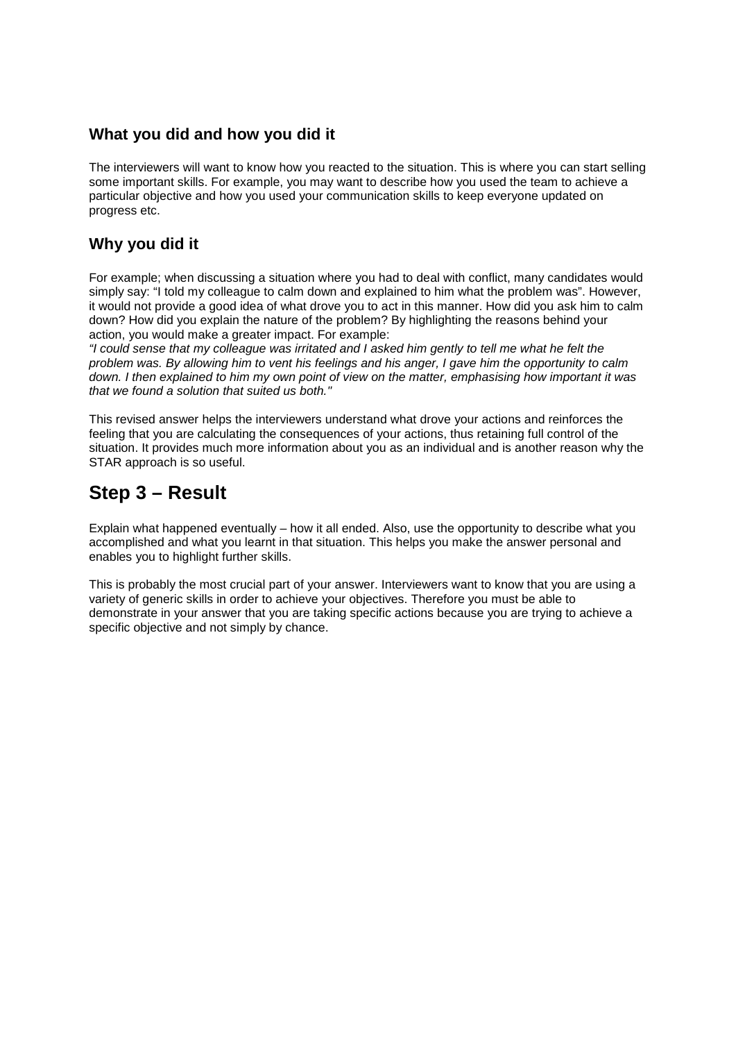### What you did and how you did it

The interviewers will want to know how you reacted to the situation. This is where you can start selling some important skills. For example, you may want to describe how you used the team to achieve a particular objective and how you used your communication skills to keep everyone updated on progress etc.

### Why you did it

For example; when discussing a situation where you had to deal with conflict, many candidates would simply say: "I told my colleague to calm down and explained to him what the problem was". However, it would not provide a good idea of what drove you to act in this manner. How did you ask him to calm down? How did you explain the nature of the problem? By highlighting the reasons behind your action, you would make a greater impact. For example:

*"I could sense that my colleague was irritated and I asked him gently to tell me what he felt the problem was. By allowing him to vent his feelings and his anger, I gave him the opportunity to calm down. I then explained to him my own point of view on the matter, emphasising how important it was that we found a solution that suited us both."*

This revised answer helps the interviewers understand what drove your actions and reinforces the feeling that you are calculating the consequences of your actions, thus retaining full control of the situation. It provides much more information about you as an individual and is another reason why the STAR approach is so useful.

## Step 3 – Result

Explain what happened eventually – how it all ended. Also, use the opportunity to describe what you accomplished and what you learnt in that situation. This helps you make the answer personal and enables you to highlight further skills.

This is probably the most crucial part of your answer. Interviewers want to know that you are using a variety of generic skills in order to achieve your objectives. Therefore you must be able to demonstrate in your answer that you are taking specific actions because you are trying to achieve a specific objective and not simply by chance.